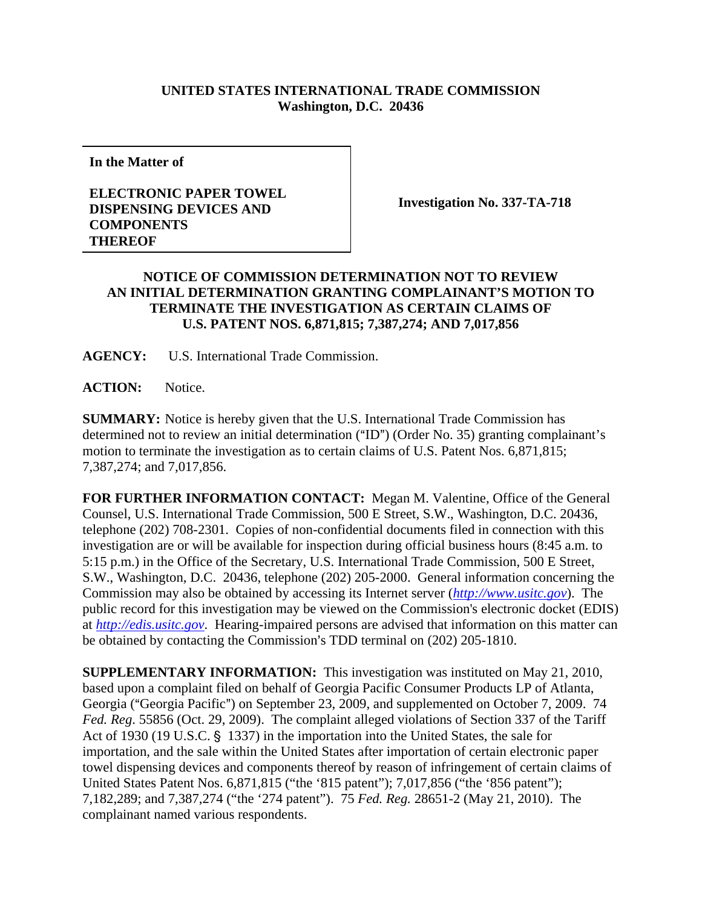**UNITED STATES INTERNATIONAL TRADE COMMISSION**
**Washington, D.C. 20436**

| **In the Matter of**<br><br>**ELECTRONIC PAPER TOWEL DISPENSING DEVICES AND COMPONENTS THEREOF** | **Investigation No. 337-TA-718** |
|---|---|

**NOTICE OF COMMISSION DETERMINATION NOT TO REVIEW AN INITIAL DETERMINATION GRANTING COMPLAINANT'S MOTION TO TERMINATE THE INVESTIGATION AS CERTAIN CLAIMS OF U.S. PATENT NOS. 6,871,815; 7,387,274; AND 7,017,856**

**AGENCY:** U.S. International Trade Commission.

**ACTION:** Notice.

**SUMMARY:** Notice is hereby given that the U.S. International Trade Commission has determined not to review an initial determination ("ID") (Order No. 35) granting complainant's motion to terminate the investigation as to certain claims of U.S. Patent Nos. 6,871,815; 7,387,274; and 7,017,856.

**FOR FURTHER INFORMATION CONTACT:** Megan M. Valentine, Office of the General Counsel, U.S. International Trade Commission, 500 E Street, S.W., Washington, D.C. 20436, telephone (202) 708-2301. Copies of non-confidential documents filed in connection with this investigation are or will be available for inspection during official business hours (8:45 a.m. to 5:15 p.m.) in the Office of the Secretary, U.S. International Trade Commission, 500 E Street, S.W., Washington, D.C. 20436, telephone (202) 205-2000. General information concerning the Commission may also be obtained by accessing its Internet server (*http://www.usitc.gov*). The public record for this investigation may be viewed on the Commission's electronic docket (EDIS) at *http://edis.usitc.gov*. Hearing-impaired persons are advised that information on this matter can be obtained by contacting the Commission's TDD terminal on (202) 205-1810.

**SUPPLEMENTARY INFORMATION:** This investigation was instituted on May 21, 2010, based upon a complaint filed on behalf of Georgia Pacific Consumer Products LP of Atlanta, Georgia ("Georgia Pacific") on September 23, 2009, and supplemented on October 7, 2009. 74 *Fed. Reg*. 55856 (Oct. 29, 2009). The complaint alleged violations of Section 337 of the Tariff Act of 1930 (19 U.S.C. § 1337) in the importation into the United States, the sale for importation, and the sale within the United States after importation of certain electronic paper towel dispensing devices and components thereof by reason of infringement of certain claims of United States Patent Nos. 6,871,815 ("the '815 patent"); 7,017,856 ("the '856 patent"); 7,182,289; and 7,387,274 ("the '274 patent"). 75 *Fed. Reg.* 28651-2 (May 21, 2010). The complainant named various respondents.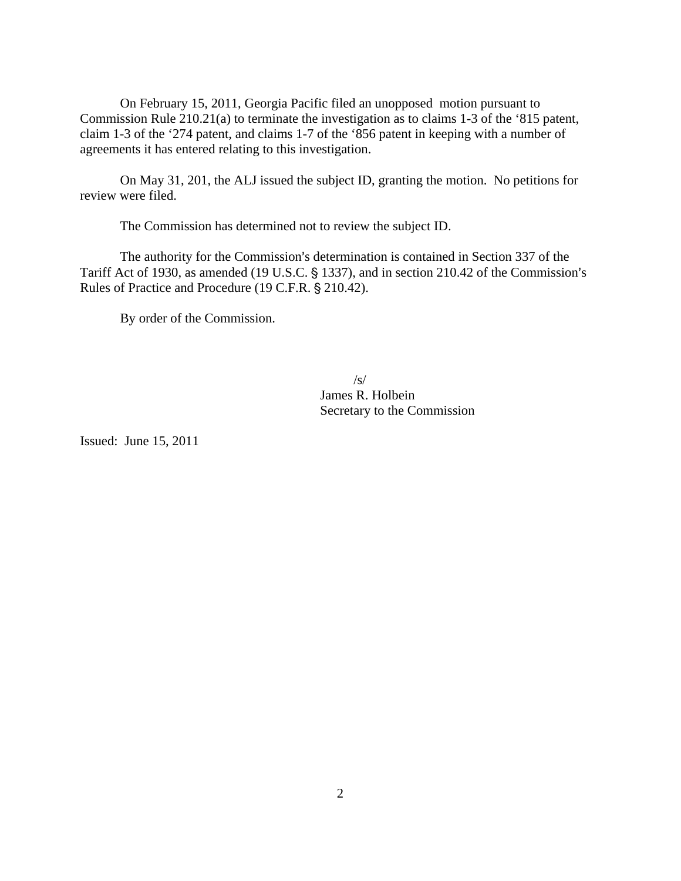On February 15, 2011, Georgia Pacific filed an unopposed motion pursuant to Commission Rule 210.21(a) to terminate the investigation as to claims 1-3 of the '815 patent, claim 1-3 of the '274 patent, and claims 1-7 of the '856 patent in keeping with a number of agreements it has entered relating to this investigation.

On May 31, 201, the ALJ issued the subject ID, granting the motion. No petitions for review were filed.

The Commission has determined not to review the subject ID.

The authority for the Commission's determination is contained in Section 337 of the Tariff Act of 1930, as amended (19 U.S.C. § 1337), and in section 210.42 of the Commission's Rules of Practice and Procedure (19 C.F.R. § 210.42).

By order of the Commission.

/s/
James R. Holbein
Secretary to the Commission

Issued: June 15, 2011